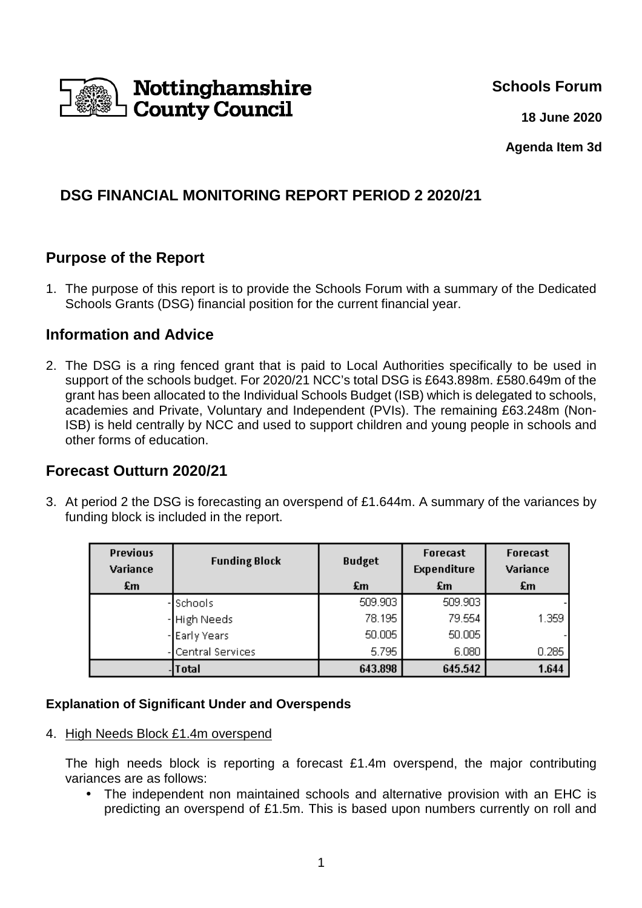Nottinghamshire County Council

**Schools Forum**

**18 June 2020**

**Agenda Item 3d**

# DSG FINANCIAL MONITORING REPORT PERIOD 2 2020/21

## Purpose of the Report

1. The purpose of this report is to provide the Schools Forum with a summary of the Dedicated Schools Grants (DSG) financial position for the current financial year.

## Information and Advice

2. The DSG is a ring fenced grant that is paid to Local Authorities specifically to be used in support of the schools budget. For 2020/21 NCC's total DSG is £643.898m. £580.649m of the grant has been allocated to the Individual Schools Budget (ISB) which is delegated to schools, academies and Private, Voluntary and Independent (PVIs). The remaining £63.248m (Non-ISB) is held centrally by NCC and used to support children and young people in schools and other forms of education.

## Forecast Outturn 2020/21

3. At period 2 the DSG is forecasting an overspend of £1.644m. A summary of the variances by funding block is included in the report.

| Previous Variance £m | Funding Block | Budget £m | Forecast Expenditure £m | Forecast Variance £m |
|---|---|---|---|---|
| - | Schools | 509.903 | 509.903 | - |
| - | High Needs | 78.195 | 79.554 | 1.359 |
| - | Early Years | 50.005 | 50.005 | - |
| - | Central Services | 5.795 | 6.080 | 0.285 |
| - | **Total** | **643.898** | **645.542** | **1.644** |

#### Explanation of Significant Under and Overspends

4. <u>High Needs Block £1.4m overspend</u>

   The high needs block is reporting a forecast £1.4m overspend, the major contributing variances are as follows:

   - The independent non maintained schools and alternative provision with an EHC is predicting an overspend of £1.5m. This is based upon numbers currently on roll and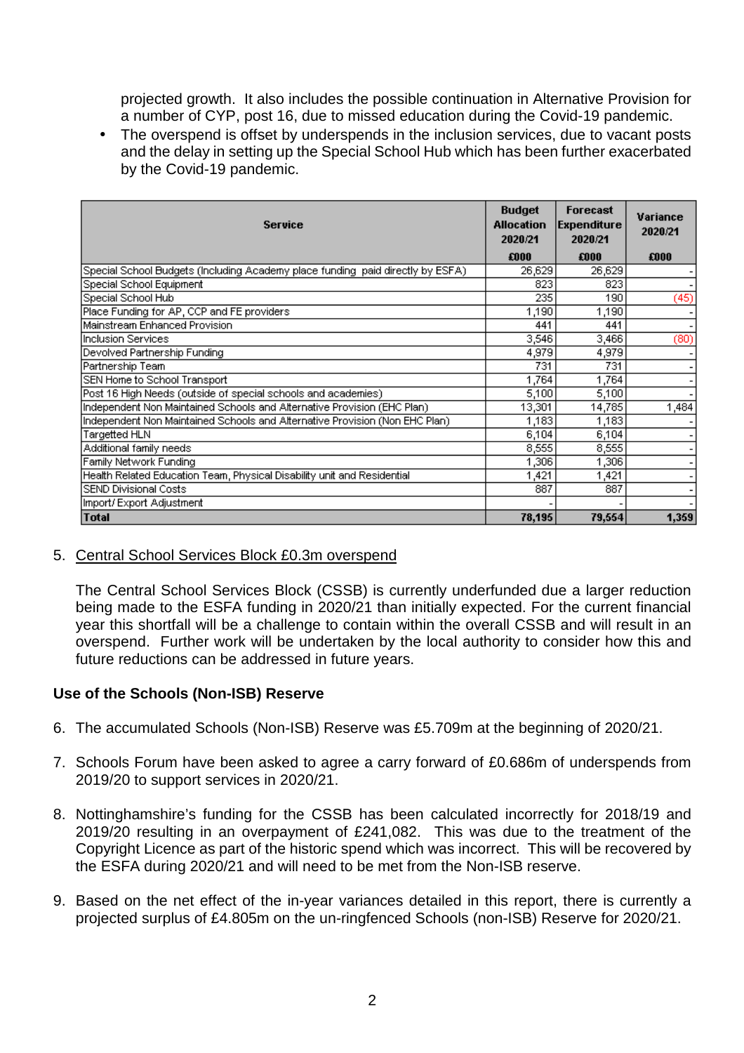projected growth. It also includes the possible continuation in Alternative Provision for a number of CYP, post 16, due to missed education during the Covid-19 pandemic.

- The overspend is offset by underspends in the inclusion services, due to vacant posts and the delay in setting up the Special School Hub which has been further exacerbated by the Covid-19 pandemic.

| Service | Budget Allocation 2020/21 £000 | Forecast Expenditure 2020/21 £000 | Variance 2020/21 £000 |
|---|---|---|---|
| Special School Budgets (Including Academy place funding paid directly by ESFA) | 26,629 | 26,629 | - |
| Special School Equipment | 823 | 823 | - |
| Special School Hub | 235 | 190 | (45) |
| Place Funding for AP, CCP and FE providers | 1,190 | 1,190 | - |
| Mainstream Enhanced Provision | 441 | 441 | - |
| Inclusion Services | 3,546 | 3,466 | (80) |
| Devolved Partnership Funding | 4,979 | 4,979 | - |
| Partnership Team | 731 | 731 | - |
| SEN Home to School Transport | 1,764 | 1,764 | - |
| Post 16 High Needs (outside of special schools and academies) | 5,100 | 5,100 | - |
| Independent Non Maintained Schools and Alternative Provision (EHC Plan) | 13,301 | 14,785 | 1,484 |
| Independent Non Maintained Schools and Alternative Provision (Non EHC Plan) | 1,183 | 1,183 | - |
| Targetted HLN | 6,104 | 6,104 | - |
| Additional family needs | 8,555 | 8,555 | - |
| Family Network Funding | 1,306 | 1,306 | - |
| Health Related Education Team, Physical Disability unit and Residential | 1,421 | 1,421 | - |
| SEND Divisional Costs | 887 | 887 | - |
| Import/ Export Adjustment | - | - | - |
| **Total** | **78,195** | **79,554** | **1,359** |

5. Central School Services Block £0.3m overspend

   The Central School Services Block (CSSB) is currently underfunded due a larger reduction being made to the ESFA funding in 2020/21 than initially expected. For the current financial year this shortfall will be a challenge to contain within the overall CSSB and will result in an overspend. Further work will be undertaken by the local authority to consider how this and future reductions can be addressed in future years.

**Use of the Schools (Non-ISB) Reserve**

6. The accumulated Schools (Non-ISB) Reserve was £5.709m at the beginning of 2020/21.

7. Schools Forum have been asked to agree a carry forward of £0.686m of underspends from 2019/20 to support services in 2020/21.

8. Nottinghamshire's funding for the CSSB has been calculated incorrectly for 2018/19 and 2019/20 resulting in an overpayment of £241,082. This was due to the treatment of the Copyright Licence as part of the historic spend which was incorrect. This will be recovered by the ESFA during 2020/21 and will need to be met from the Non-ISB reserve.

9. Based on the net effect of the in-year variances detailed in this report, there is currently a projected surplus of £4.805m on the un-ringfenced Schools (non-ISB) Reserve for 2020/21.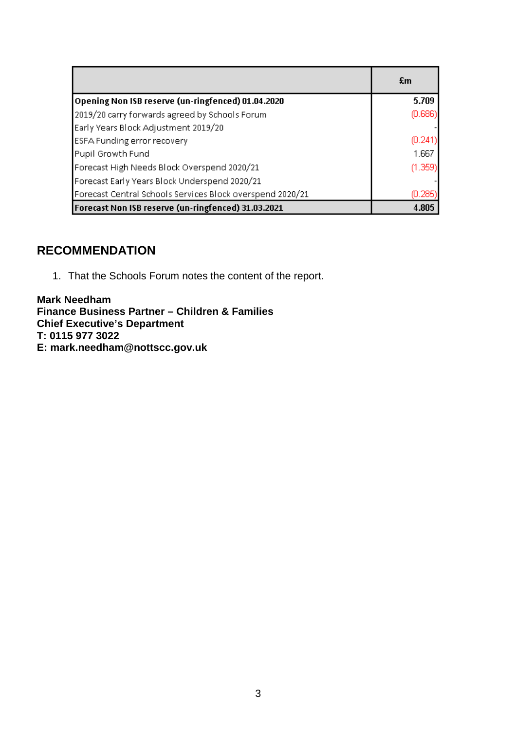| | £m |
|---|---|
| **Opening Non ISB reserve (un-ringfenced) 01.04.2020** | **5.709** |
| 2019/20 carry forwards agreed by Schools Forum | (0.686) |
| Early Years Block Adjustment 2019/20 | - |
| ESFA Funding error recovery | (0.241) |
| Pupil Growth Fund | 1.667 |
| Forecast High Needs Block Overspend 2020/21 | (1.359) |
| Forecast Early Years Block Underspend 2020/21 | - |
| Forecast Central Schools Services Block overspend 2020/21 | (0.285) |
| **Forecast Non ISB reserve (un-ringfenced) 31.03.2021** | **4.805** |

## RECOMMENDATION

1. That the Schools Forum notes the content of the report.

**Mark Needham**
**Finance Business Partner – Children & Families**
**Chief Executive's Department**
**T: 0115 977 3022**
**E: mark.needham@nottscc.gov.uk**